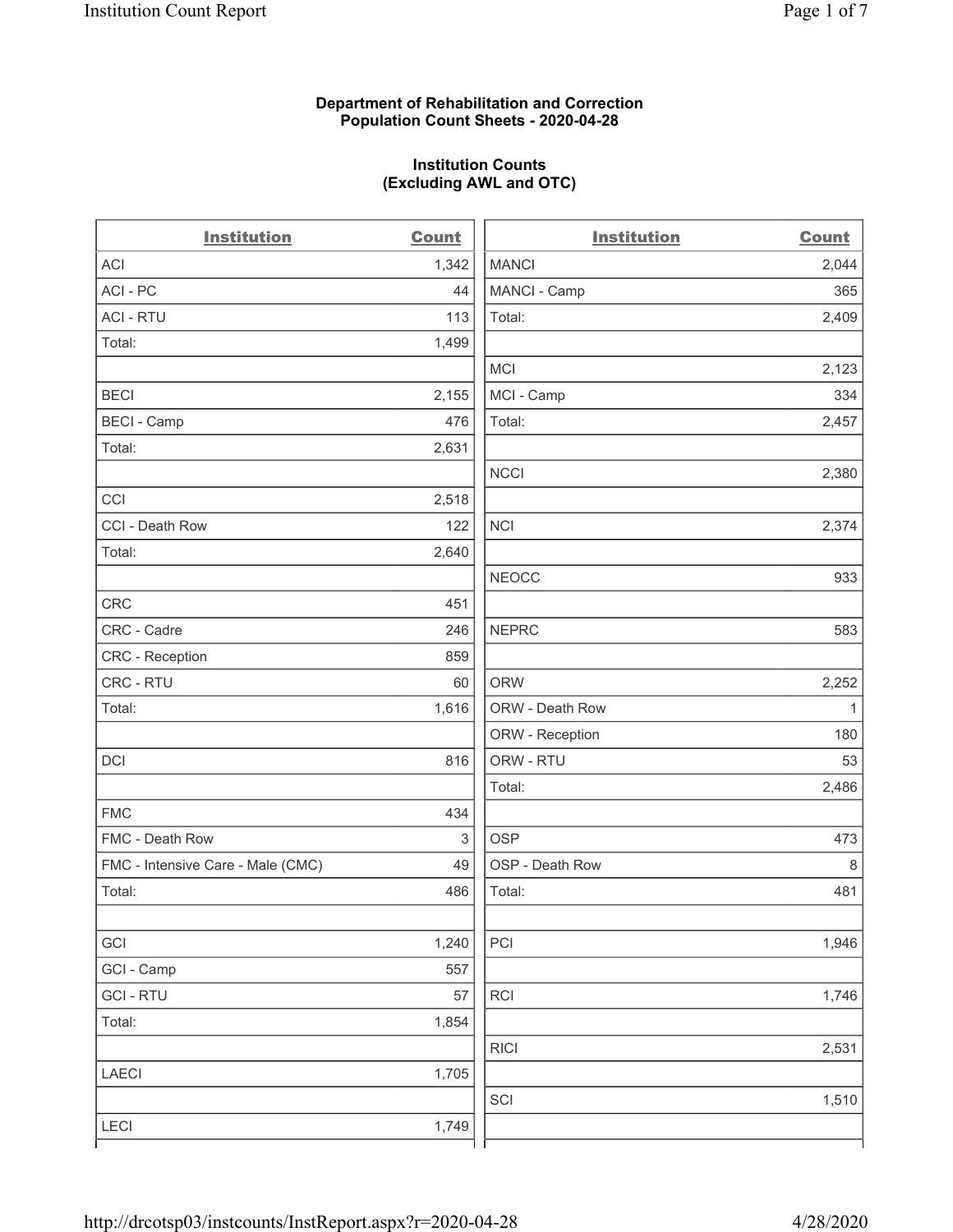# Department of Rehabilitation and Correction
## Population Count Sheets - 2020-04-28

### Institution Counts
### (Excluding AWL and OTC)

| Institution | Count |
|---|---|
| ACI | 1,342 |
| ACI - PC | 44 |
| ACI - RTU | 113 |
| Total: | 1,499 |
| | |
| BECI | 2,155 |
| BECI - Camp | 476 |
| Total: | 2,631 |
| | |
| CCI | 2,518 |
| CCI - Death Row | 122 |
| Total: | 2,640 |
| | |
| CRC | 451 |
| CRC - Cadre | 246 |
| CRC - Reception | 859 |
| CRC - RTU | 60 |
| Total: | 1,616 |
| | |
| DCI | 816 |
| | |
| FMC | 434 |
| FMC - Death Row | 3 |
| FMC - Intensive Care - Male (CMC) | 49 |
| Total: | 486 |
| | |
| GCI | 1,240 |
| GCI - Camp | 557 |
| GCI - RTU | 57 |
| Total: | 1,854 |
| | |
| LAECI | 1,705 |
| | |
| LECI | 1,749 |
| MANCI | 2,044 |
| MANCI - Camp | 365 |
| Total: | 2,409 |
| | |
| MCI | 2,123 |
| MCI - Camp | 334 |
| Total: | 2,457 |
| | |
| NCCI | 2,380 |
| | |
| NCI | 2,374 |
| | |
| NEOCC | 933 |
| | |
| NEPRC | 583 |
| | |
| ORW | 2,252 |
| ORW - Death Row | 1 |
| ORW - Reception | 180 |
| ORW - RTU | 53 |
| Total: | 2,486 |
| | |
| OSP | 473 |
| OSP - Death Row | 8 |
| Total: | 481 |
| | |
| PCI | 1,946 |
| | |
| RCI | 1,746 |
| | |
| RICI | 2,531 |
| | |
| SCI | 1,510 |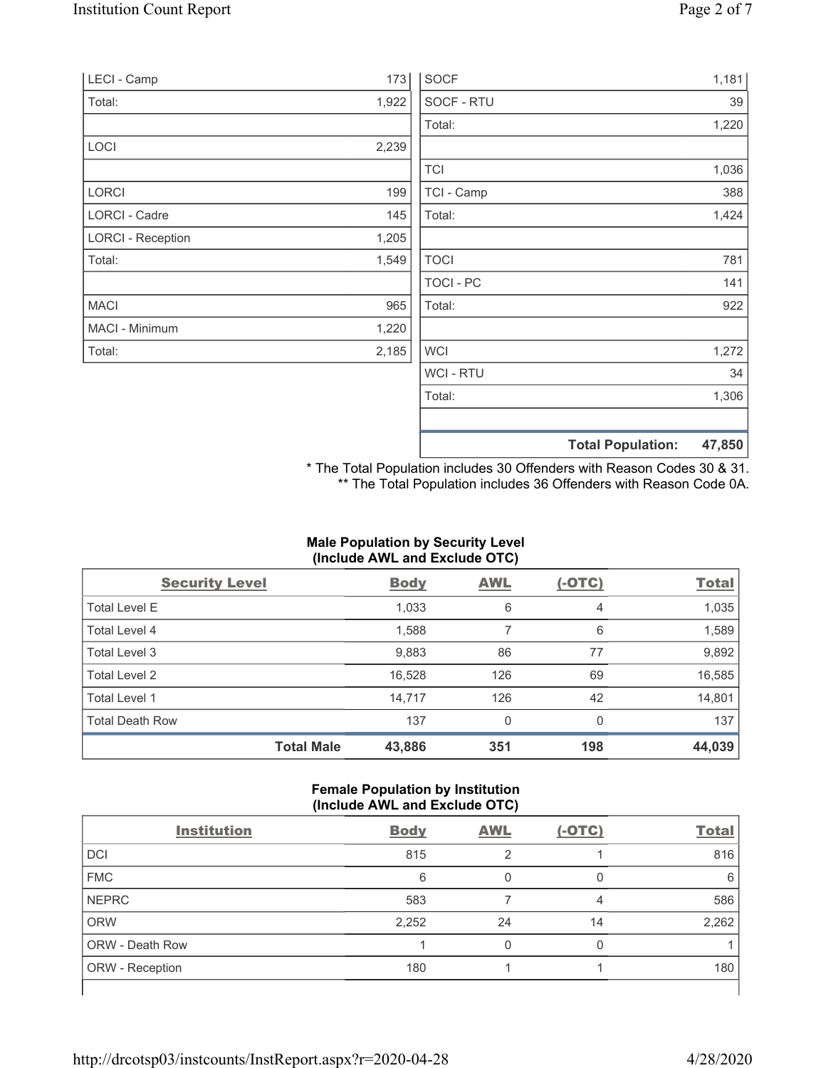| | |
|---|---|
| LECI - Camp | 173 |
| Total: | 1,922 |
| | |
| LOCI | 2,239 |
| | |
| LORCI | 199 |
| LORCI - Cadre | 145 |
| LORCI - Reception | 1,205 |
| Total: | 1,549 |
| | |
| MACI | 965 |
| MACI - Minimum | 1,220 |
| Total: | 2,185 |

| | |
|---|---|
| SOCF | 1,181 |
| SOCF - RTU | 39 |
| Total: | 1,220 |
| | |
| TCI | 1,036 |
| TCI - Camp | 388 |
| Total: | 1,424 |
| | |
| TOCI | 781 |
| TOCI - PC | 141 |
| Total: | 922 |
| | |
| WCI | 1,272 |
| WCI - RTU | 34 |
| Total: | 1,306 |
| | |
| **Total Population:** | **47,850** |

\* The Total Population includes 30 Offenders with Reason Codes 30 & 31.
\*\* The Total Population includes 36 Offenders with Reason Code 0A.

**Male Population by Security Level (Include AWL and Exclude OTC)**

| Security Level | Body | AWL | (-OTC) | Total |
|---|---|---|---|---|
| Total Level E | 1,033 | 6 | 4 | 1,035 |
| Total Level 4 | 1,588 | 7 | 6 | 1,589 |
| Total Level 3 | 9,883 | 86 | 77 | 9,892 |
| Total Level 2 | 16,528 | 126 | 69 | 16,585 |
| Total Level 1 | 14,717 | 126 | 42 | 14,801 |
| Total Death Row | 137 | 0 | 0 | 137 |
| **Total Male** | **43,886** | **351** | **198** | **44,039** |

**Female Population by Institution (Include AWL and Exclude OTC)**

| Institution | Body | AWL | (-OTC) | Total |
|---|---|---|---|---|
| DCI | 815 | 2 | 1 | 816 |
| FMC | 6 | 0 | 0 | 6 |
| NEPRC | 583 | 7 | 4 | 586 |
| ORW | 2,252 | 24 | 14 | 2,262 |
| ORW - Death Row | 1 | 0 | 0 | 1 |
| ORW - Reception | 180 | 1 | 1 | 180 |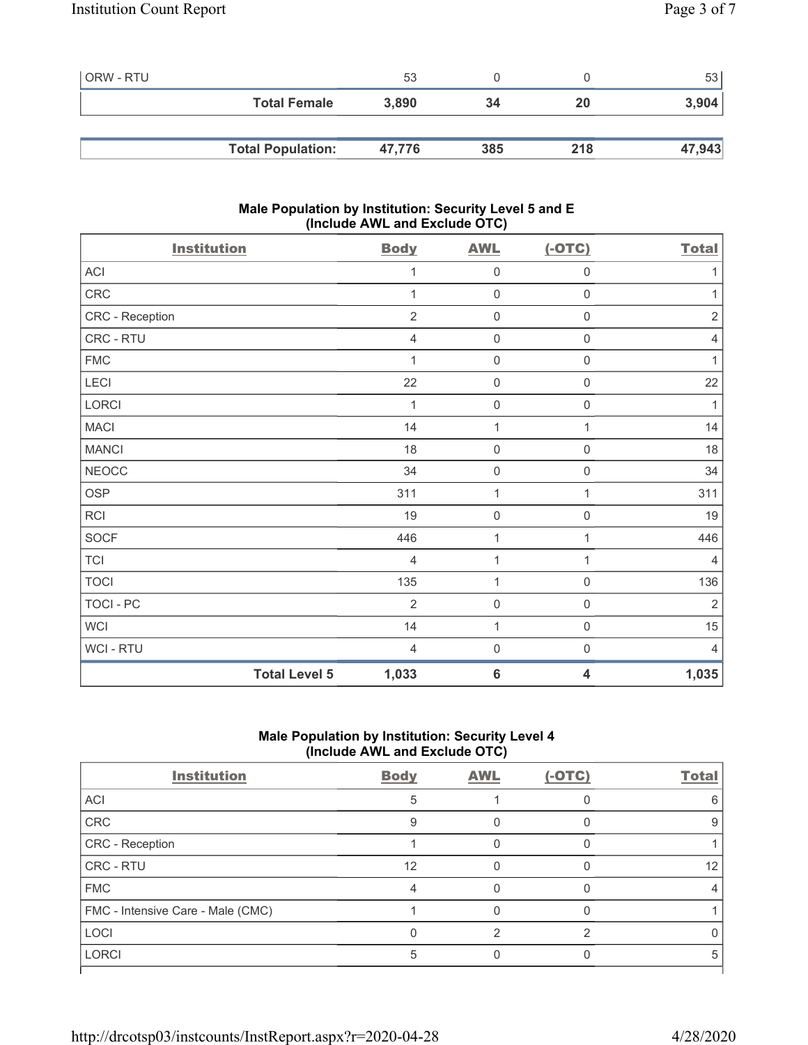| ORW - RTU | 53 | 0 | 0 | 53 |
|---|---|---|---|---|
| **Total Female** | **3,890** | **34** | **20** | **3,904** |
| | | | | |
| **Total Population:** | **47,776** | **385** | **218** | **47,943** |

### Male Population by Institution: Security Level 5 and E (Include AWL and Exclude OTC)

| Institution | Body | AWL | (-OTC) | Total |
|---|---|---|---|---|
| ACI | 1 | 0 | 0 | 1 |
| CRC | 1 | 0 | 0 | 1 |
| CRC - Reception | 2 | 0 | 0 | 2 |
| CRC - RTU | 4 | 0 | 0 | 4 |
| FMC | 1 | 0 | 0 | 1 |
| LECI | 22 | 0 | 0 | 22 |
| LORCI | 1 | 0 | 0 | 1 |
| MACI | 14 | 1 | 1 | 14 |
| MANCI | 18 | 0 | 0 | 18 |
| NEOCC | 34 | 0 | 0 | 34 |
| OSP | 311 | 1 | 1 | 311 |
| RCI | 19 | 0 | 0 | 19 |
| SOCF | 446 | 1 | 1 | 446 |
| TCI | 4 | 1 | 1 | 4 |
| TOCI | 135 | 1 | 0 | 136 |
| TOCI - PC | 2 | 0 | 0 | 2 |
| WCI | 14 | 1 | 0 | 15 |
| WCI - RTU | 4 | 0 | 0 | 4 |
| **Total Level 5** | **1,033** | **6** | **4** | **1,035** |

### Male Population by Institution: Security Level 4 (Include AWL and Exclude OTC)

| Institution | Body | AWL | (-OTC) | Total |
|---|---|---|---|---|
| ACI | 5 | 1 | 0 | 6 |
| CRC | 9 | 0 | 0 | 9 |
| CRC - Reception | 1 | 0 | 0 | 1 |
| CRC - RTU | 12 | 0 | 0 | 12 |
| FMC | 4 | 0 | 0 | 4 |
| FMC - Intensive Care - Male (CMC) | 1 | 0 | 0 | 1 |
| LOCI | 0 | 2 | 2 | 0 |
| LORCI | 5 | 0 | 0 | 5 |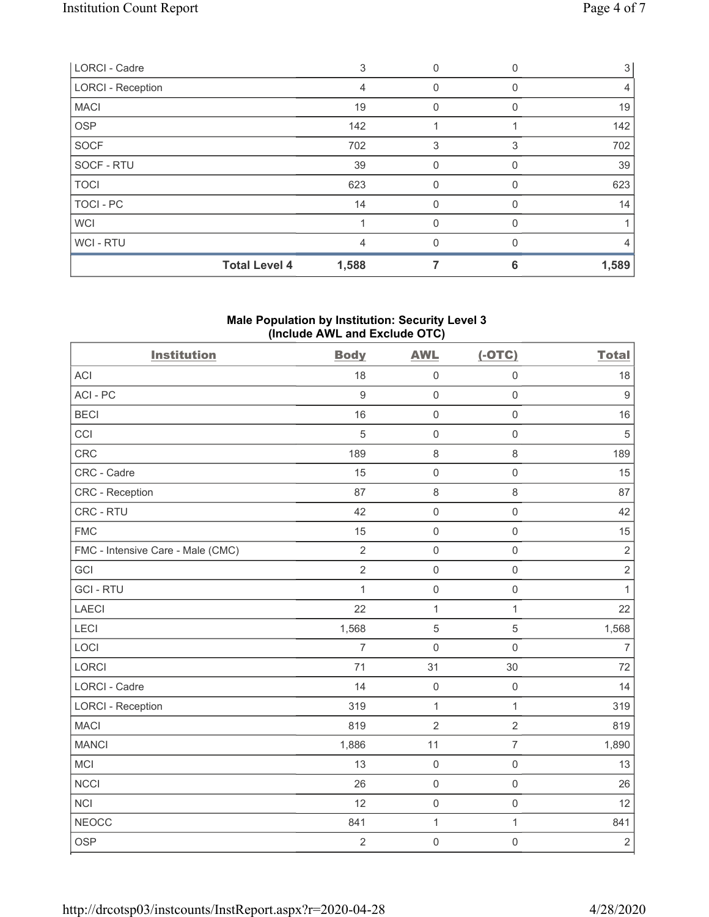| LORCI - Cadre | | 3 | 0 | 0 | 3 |
|---|---|---|---|---|---|
| LORCI - Reception | | 4 | 0 | 0 | 4 |
| MACI | | 19 | 0 | 0 | 19 |
| OSP | | 142 | 1 | 1 | 142 |
| SOCF | | 702 | 3 | 3 | 702 |
| SOCF - RTU | | 39 | 0 | 0 | 39 |
| TOCI | | 623 | 0 | 0 | 623 |
| TOCI - PC | | 14 | 0 | 0 | 14 |
| WCI | | 1 | 0 | 0 | 1 |
| WCI - RTU | | 4 | 0 | 0 | 4 |
| | **Total Level 4** | **1,588** | **7** | **6** | **1,589** |

**Male Population by Institution: Security Level 3 (Include AWL and Exclude OTC)**

| Institution | Body | AWL | (-OTC) | Total |
|---|---|---|---|---|
| ACI | 18 | 0 | 0 | 18 |
| ACI - PC | 9 | 0 | 0 | 9 |
| BECI | 16 | 0 | 0 | 16 |
| CCI | 5 | 0 | 0 | 5 |
| CRC | 189 | 8 | 8 | 189 |
| CRC - Cadre | 15 | 0 | 0 | 15 |
| CRC - Reception | 87 | 8 | 8 | 87 |
| CRC - RTU | 42 | 0 | 0 | 42 |
| FMC | 15 | 0 | 0 | 15 |
| FMC - Intensive Care - Male (CMC) | 2 | 0 | 0 | 2 |
| GCI | 2 | 0 | 0 | 2 |
| GCI - RTU | 1 | 0 | 0 | 1 |
| LAECI | 22 | 1 | 1 | 22 |
| LECI | 1,568 | 5 | 5 | 1,568 |
| LOCI | 7 | 0 | 0 | 7 |
| LORCI | 71 | 31 | 30 | 72 |
| LORCI - Cadre | 14 | 0 | 0 | 14 |
| LORCI - Reception | 319 | 1 | 1 | 319 |
| MACI | 819 | 2 | 2 | 819 |
| MANCI | 1,886 | 11 | 7 | 1,890 |
| MCI | 13 | 0 | 0 | 13 |
| NCCI | 26 | 0 | 0 | 26 |
| NCI | 12 | 0 | 0 | 12 |
| NEOCC | 841 | 1 | 1 | 841 |
| OSP | 2 | 0 | 0 | 2 |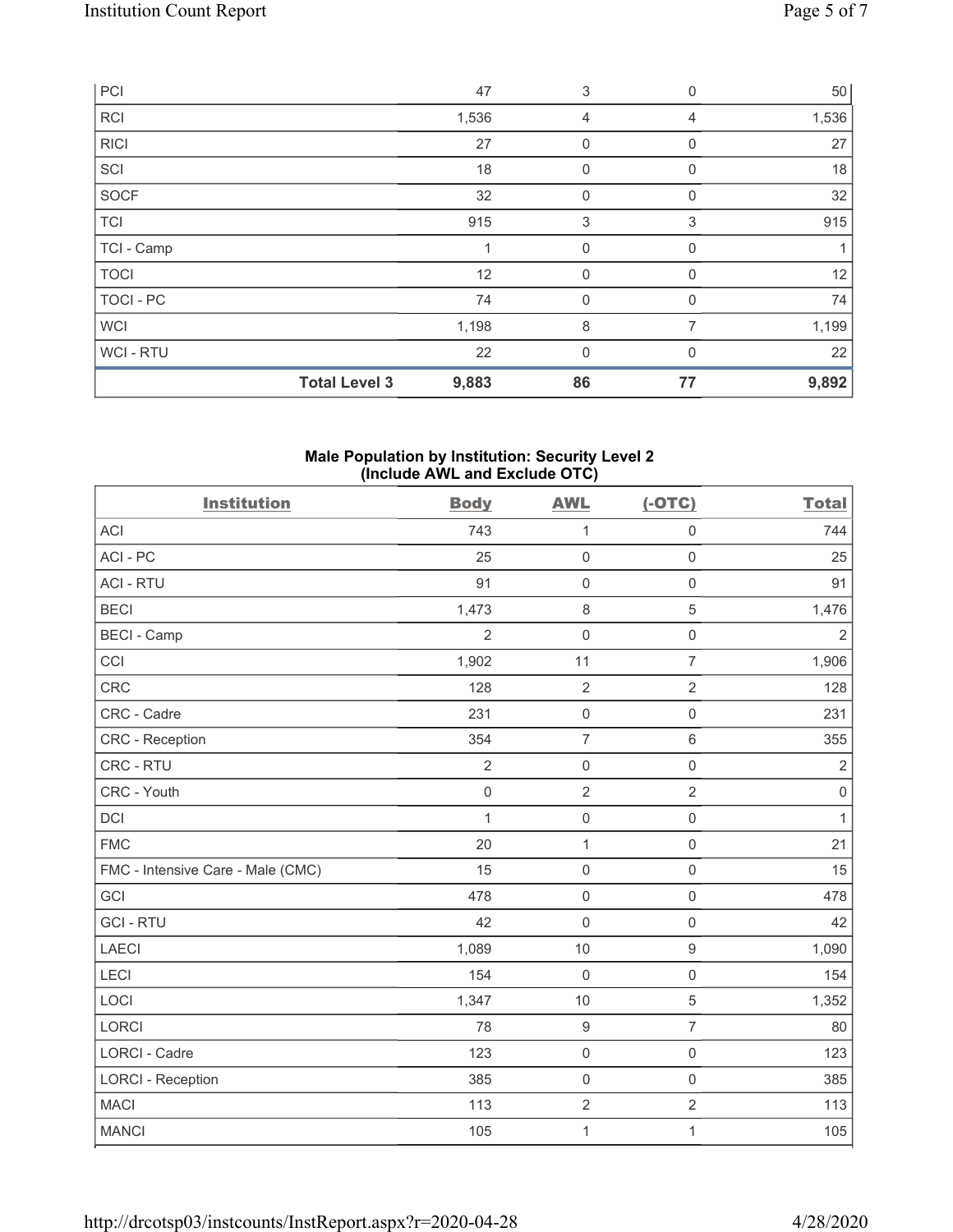| | | | | |
|---|---|---|---|---|
| PCI | 47 | 3 | 0 | 50 |
| RCI | 1,536 | 4 | 4 | 1,536 |
| RICI | 27 | 0 | 0 | 27 |
| SCI | 18 | 0 | 0 | 18 |
| SOCF | 32 | 0 | 0 | 32 |
| TCI | 915 | 3 | 3 | 915 |
| TCI - Camp | 1 | 0 | 0 | 1 |
| TOCI | 12 | 0 | 0 | 12 |
| TOCI - PC | 74 | 0 | 0 | 74 |
| WCI | 1,198 | 8 | 7 | 1,199 |
| WCI - RTU | 22 | 0 | 0 | 22 |
| **Total Level 3** | **9,883** | **86** | **77** | **9,892** |

**Male Population by Institution: Security Level 2 (Include AWL and Exclude OTC)**

| Institution | Body | AWL | (-OTC) | Total |
|---|---|---|---|---|
| ACI | 743 | 1 | 0 | 744 |
| ACI - PC | 25 | 0 | 0 | 25 |
| ACI - RTU | 91 | 0 | 0 | 91 |
| BECI | 1,473 | 8 | 5 | 1,476 |
| BECI - Camp | 2 | 0 | 0 | 2 |
| CCI | 1,902 | 11 | 7 | 1,906 |
| CRC | 128 | 2 | 2 | 128 |
| CRC - Cadre | 231 | 0 | 0 | 231 |
| CRC - Reception | 354 | 7 | 6 | 355 |
| CRC - RTU | 2 | 0 | 0 | 2 |
| CRC - Youth | 0 | 2 | 2 | 0 |
| DCI | 1 | 0 | 0 | 1 |
| FMC | 20 | 1 | 0 | 21 |
| FMC - Intensive Care - Male (CMC) | 15 | 0 | 0 | 15 |
| GCI | 478 | 0 | 0 | 478 |
| GCI - RTU | 42 | 0 | 0 | 42 |
| LAECI | 1,089 | 10 | 9 | 1,090 |
| LECI | 154 | 0 | 0 | 154 |
| LOCI | 1,347 | 10 | 5 | 1,352 |
| LORCI | 78 | 9 | 7 | 80 |
| LORCI - Cadre | 123 | 0 | 0 | 123 |
| LORCI - Reception | 385 | 0 | 0 | 385 |
| MACI | 113 | 2 | 2 | 113 |
| MANCI | 105 | 1 | 1 | 105 |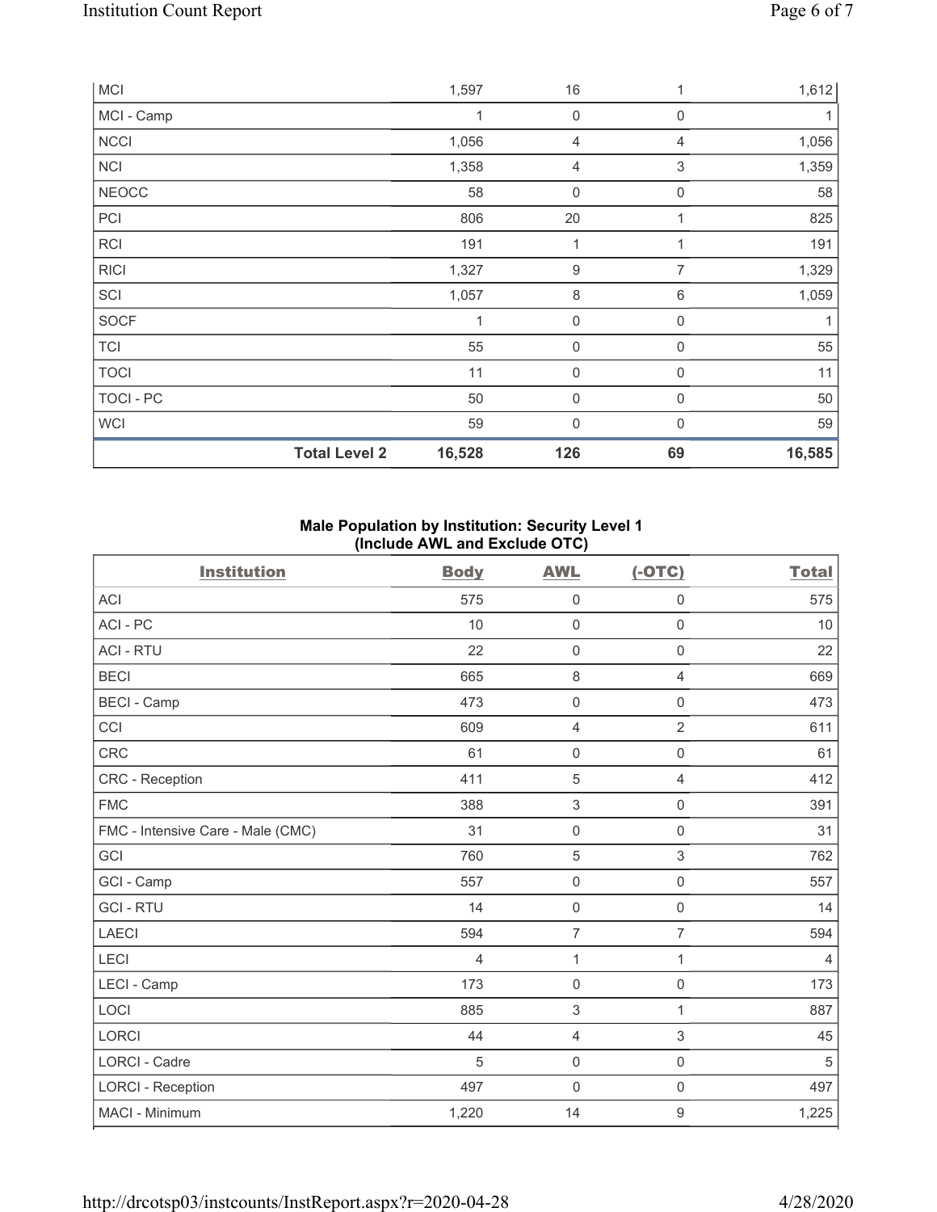| | | | | |
|---|---|---|---|---|
| MCI | 1,597 | 16 | 1 | 1,612 |
| MCI - Camp | 1 | 0 | 0 | 1 |
| NCCI | 1,056 | 4 | 4 | 1,056 |
| NCI | 1,358 | 4 | 3 | 1,359 |
| NEOCC | 58 | 0 | 0 | 58 |
| PCI | 806 | 20 | 1 | 825 |
| RCI | 191 | 1 | 1 | 191 |
| RICI | 1,327 | 9 | 7 | 1,329 |
| SCI | 1,057 | 8 | 6 | 1,059 |
| SOCF | 1 | 0 | 0 | 1 |
| TCI | 55 | 0 | 0 | 55 |
| TOCI | 11 | 0 | 0 | 11 |
| TOCI - PC | 50 | 0 | 0 | 50 |
| WCI | 59 | 0 | 0 | 59 |
| **Total Level 2** | **16,528** | **126** | **69** | **16,585** |

**Male Population by Institution: Security Level 1**
**(Include AWL and Exclude OTC)**

| Institution | Body | AWL | (-OTC) | Total |
|---|---|---|---|---|
| ACI | 575 | 0 | 0 | 575 |
| ACI - PC | 10 | 0 | 0 | 10 |
| ACI - RTU | 22 | 0 | 0 | 22 |
| BECI | 665 | 8 | 4 | 669 |
| BECI - Camp | 473 | 0 | 0 | 473 |
| CCI | 609 | 4 | 2 | 611 |
| CRC | 61 | 0 | 0 | 61 |
| CRC - Reception | 411 | 5 | 4 | 412 |
| FMC | 388 | 3 | 0 | 391 |
| FMC - Intensive Care - Male (CMC) | 31 | 0 | 0 | 31 |
| GCI | 760 | 5 | 3 | 762 |
| GCI - Camp | 557 | 0 | 0 | 557 |
| GCI - RTU | 14 | 0 | 0 | 14 |
| LAECI | 594 | 7 | 7 | 594 |
| LECI | 4 | 1 | 1 | 4 |
| LECI - Camp | 173 | 0 | 0 | 173 |
| LOCI | 885 | 3 | 1 | 887 |
| LORCI | 44 | 4 | 3 | 45 |
| LORCI - Cadre | 5 | 0 | 0 | 5 |
| LORCI - Reception | 497 | 0 | 0 | 497 |
| MACI - Minimum | 1,220 | 14 | 9 | 1,225 |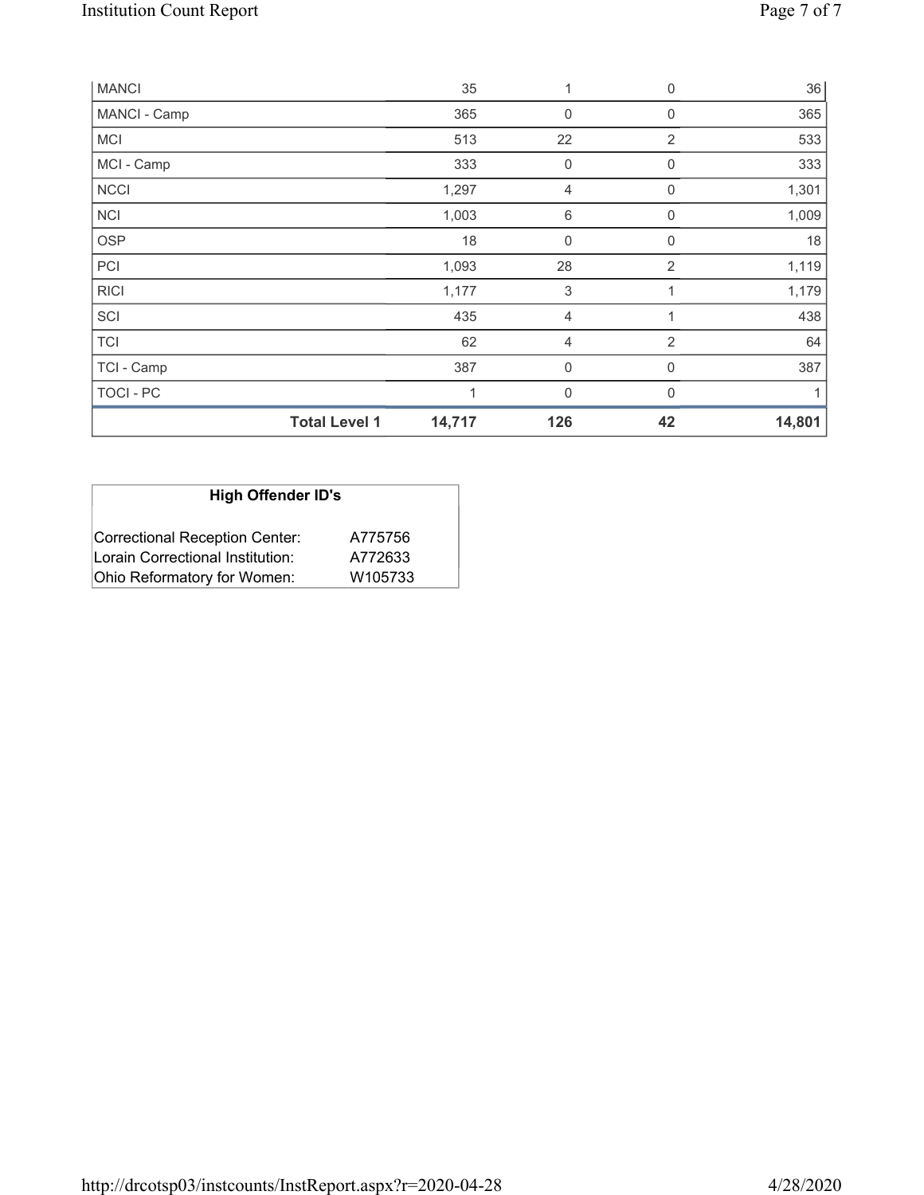| | | | | |
|---|---|---|---|---|
| MANCI | 35 | 1 | 0 | 36 |
| MANCI - Camp | 365 | 0 | 0 | 365 |
| MCI | 513 | 22 | 2 | 533 |
| MCI - Camp | 333 | 0 | 0 | 333 |
| NCCI | 1,297 | 4 | 0 | 1,301 |
| NCI | 1,003 | 6 | 0 | 1,009 |
| OSP | 18 | 0 | 0 | 18 |
| PCI | 1,093 | 28 | 2 | 1,119 |
| RICI | 1,177 | 3 | 1 | 1,179 |
| SCI | 435 | 4 | 1 | 438 |
| TCI | 62 | 4 | 2 | 64 |
| TCI - Camp | 387 | 0 | 0 | 387 |
| TOCI - PC | 1 | 0 | 0 | 1 |
| **Total Level 1** | **14,717** | **126** | **42** | **14,801** |

| High Offender ID's | |
|---|---|
| Correctional Reception Center: | A775756 |
| Lorain Correctional Institution: | A772633 |
| Ohio Reformatory for Women: | W105733 |